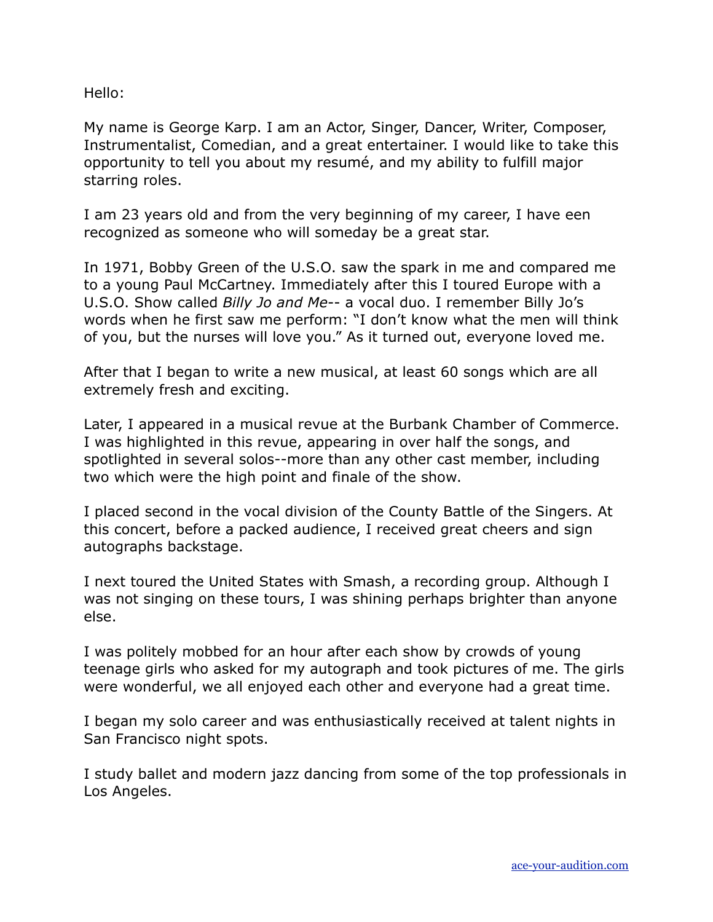Hello:

My name is George Karp. I am an Actor, Singer, Dancer, Writer, Composer, Instrumentalist, Comedian, and a great entertainer. I would like to take this opportunity to tell you about my resumé, and my ability to fulfill major starring roles.

I am 23 years old and from the very beginning of my career, I have een recognized as someone who will someday be a great star.

In 1971, Bobby Green of the U.S.O. saw the spark in me and compared me to a young Paul McCartney. Immediately after this I toured Europe with a U.S.O. Show called *Billy Jo and Me*-- a vocal duo. I remember Billy Jo's words when he first saw me perform: "I don't know what the men will think of you, but the nurses will love you." As it turned out, everyone loved me.

After that I began to write a new musical, at least 60 songs which are all extremely fresh and exciting.

Later, I appeared in a musical revue at the Burbank Chamber of Commerce. I was highlighted in this revue, appearing in over half the songs, and spotlighted in several solos--more than any other cast member, including two which were the high point and finale of the show.

I placed second in the vocal division of the County Battle of the Singers. At this concert, before a packed audience, I received great cheers and sign autographs backstage.

I next toured the United States with Smash, a recording group. Although I was not singing on these tours, I was shining perhaps brighter than anyone else.

I was politely mobbed for an hour after each show by crowds of young teenage girls who asked for my autograph and took pictures of me. The girls were wonderful, we all enjoyed each other and everyone had a great time.

I began my solo career and was enthusiastically received at talent nights in San Francisco night spots.

I study ballet and modern jazz dancing from some of the top professionals in Los Angeles.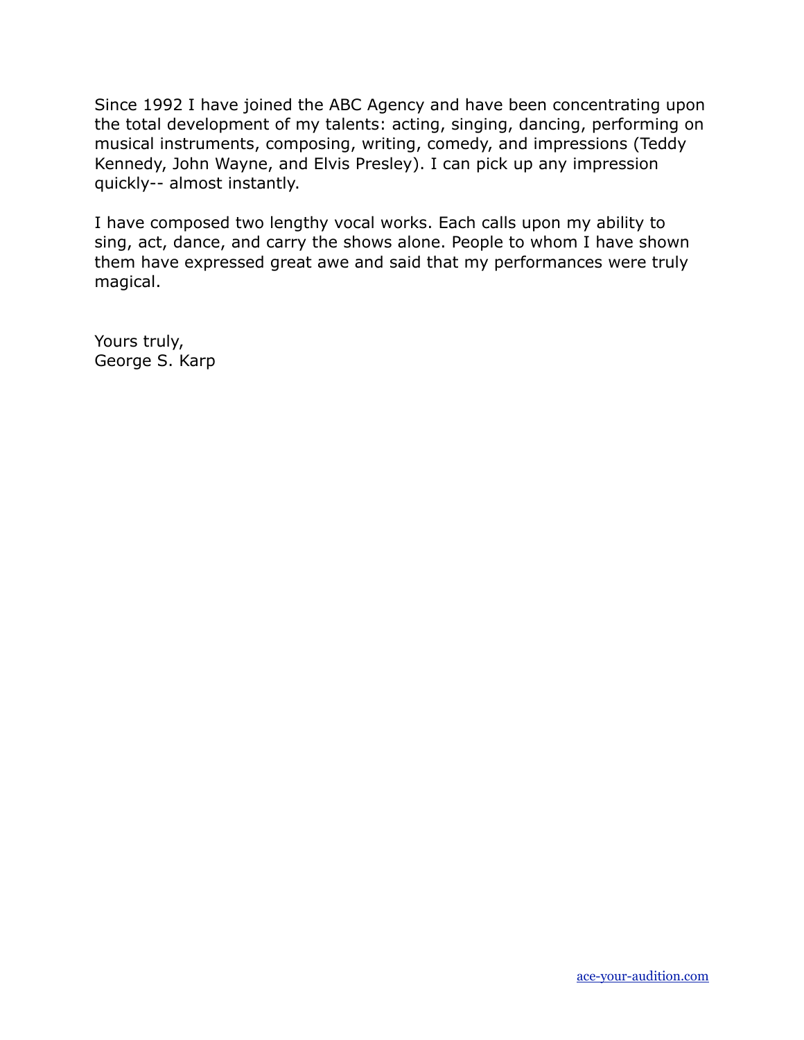Since 1992 I have joined the ABC Agency and have been concentrating upon the total development of my talents: acting, singing, dancing, performing on musical instruments, composing, writing, comedy, and impressions (Teddy Kennedy, John Wayne, and Elvis Presley). I can pick up any impression quickly-- almost instantly.

I have composed two lengthy vocal works. Each calls upon my ability to sing, act, dance, and carry the shows alone. People to whom I have shown them have expressed great awe and said that my performances were truly magical.

Yours truly,
George S. Karp